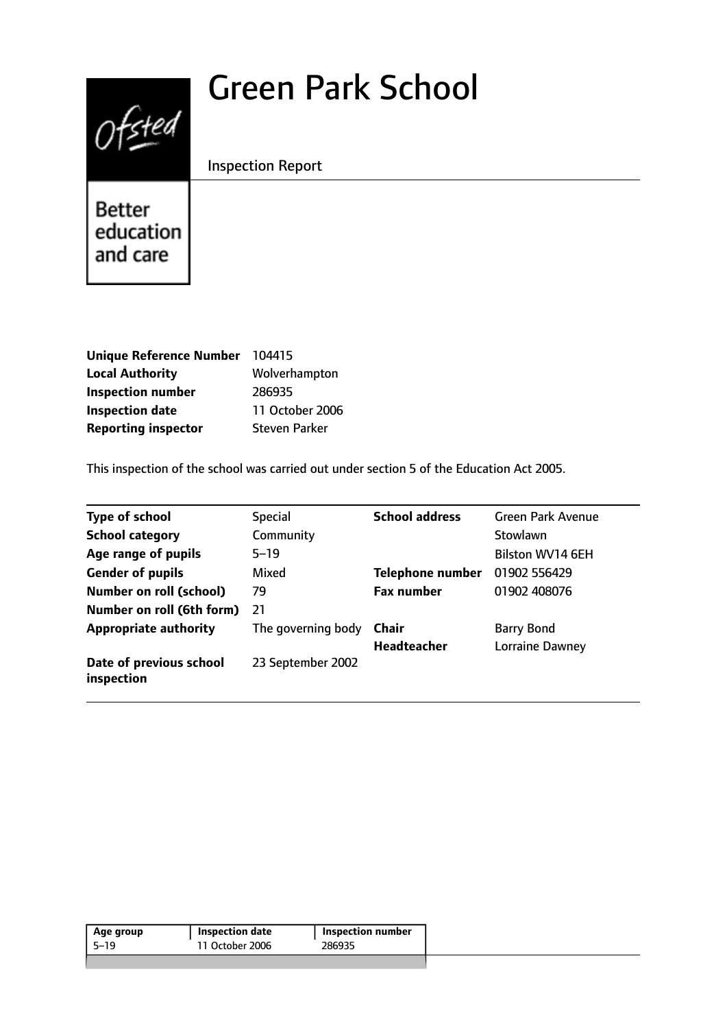# Green Park School

Inspection Report

Better education and care

| | |
|---|---|
| **Unique Reference Number** | 104415 |
| **Local Authority** | Wolverhampton |
| **Inspection number** | 286935 |
| **Inspection date** | 11 October 2006 |
| **Reporting inspector** | Steven Parker |

This inspection of the school was carried out under section 5 of the Education Act 2005.

| | | | |
|---|---|---|---|
| **Type of school** | Special | **School address** | Green Park Avenue |
| **School category** | Community | | Stowlawn |
| **Age range of pupils** | 5–19 | | Bilston WV14 6EH |
| **Gender of pupils** | Mixed | **Telephone number** | 01902 556429 |
| **Number on roll (school)** | 79 | **Fax number** | 01902 408076 |
| **Number on roll (6th form)** | 21 | | |
| **Appropriate authority** | The governing body | **Chair** | Barry Bond |
| | | **Headteacher** | Lorraine Dawney |
| **Date of previous school inspection** | 23 September 2002 | | |

| Age group | Inspection date | Inspection number |
|---|---|---|
| 5–19 | 11 October 2006 | 286935 |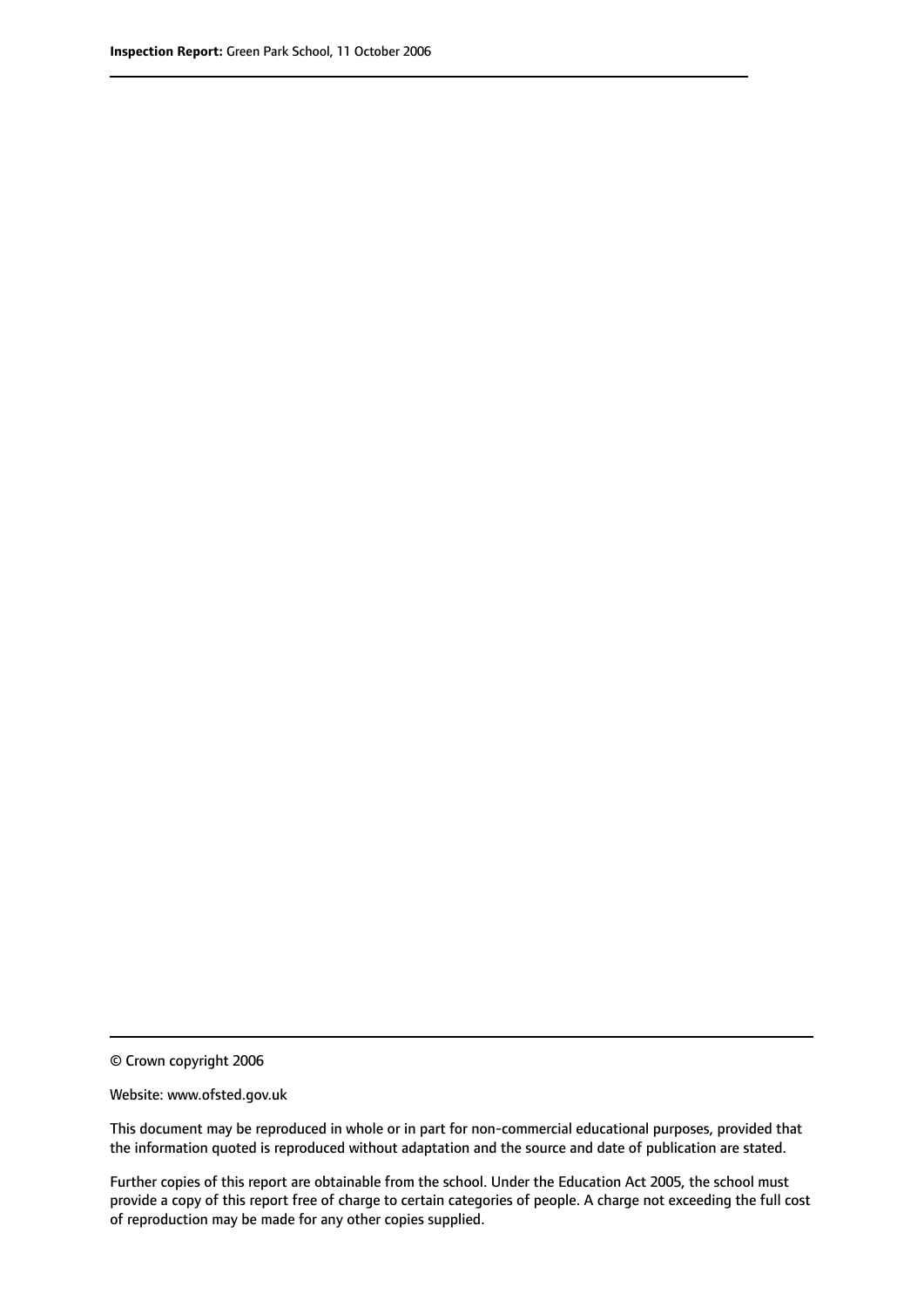© Crown copyright 2006

Website: www.ofsted.gov.uk

This document may be reproduced in whole or in part for non-commercial educational purposes, provided that the information quoted is reproduced without adaptation and the source and date of publication are stated.

Further copies of this report are obtainable from the school. Under the Education Act 2005, the school must provide a copy of this report free of charge to certain categories of people. A charge not exceeding the full cost of reproduction may be made for any other copies supplied.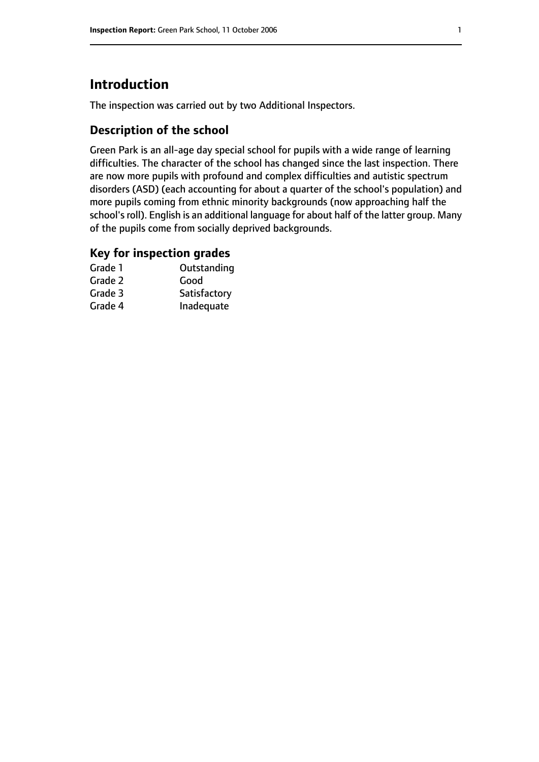# Introduction

The inspection was carried out by two Additional Inspectors.

## Description of the school

Green Park is an all-age day special school for pupils with a wide range of learning difficulties. The character of the school has changed since the last inspection. There are now more pupils with profound and complex difficulties and autistic spectrum disorders (ASD) (each accounting for about a quarter of the school's population) and more pupils coming from ethnic minority backgrounds (now approaching half the school's roll). English is an additional language for about half of the latter group. Many of the pupils come from socially deprived backgrounds.

## Key for inspection grades

| | |
|---|---|
| Grade 1 | Outstanding |
| Grade 2 | Good |
| Grade 3 | Satisfactory |
| Grade 4 | Inadequate |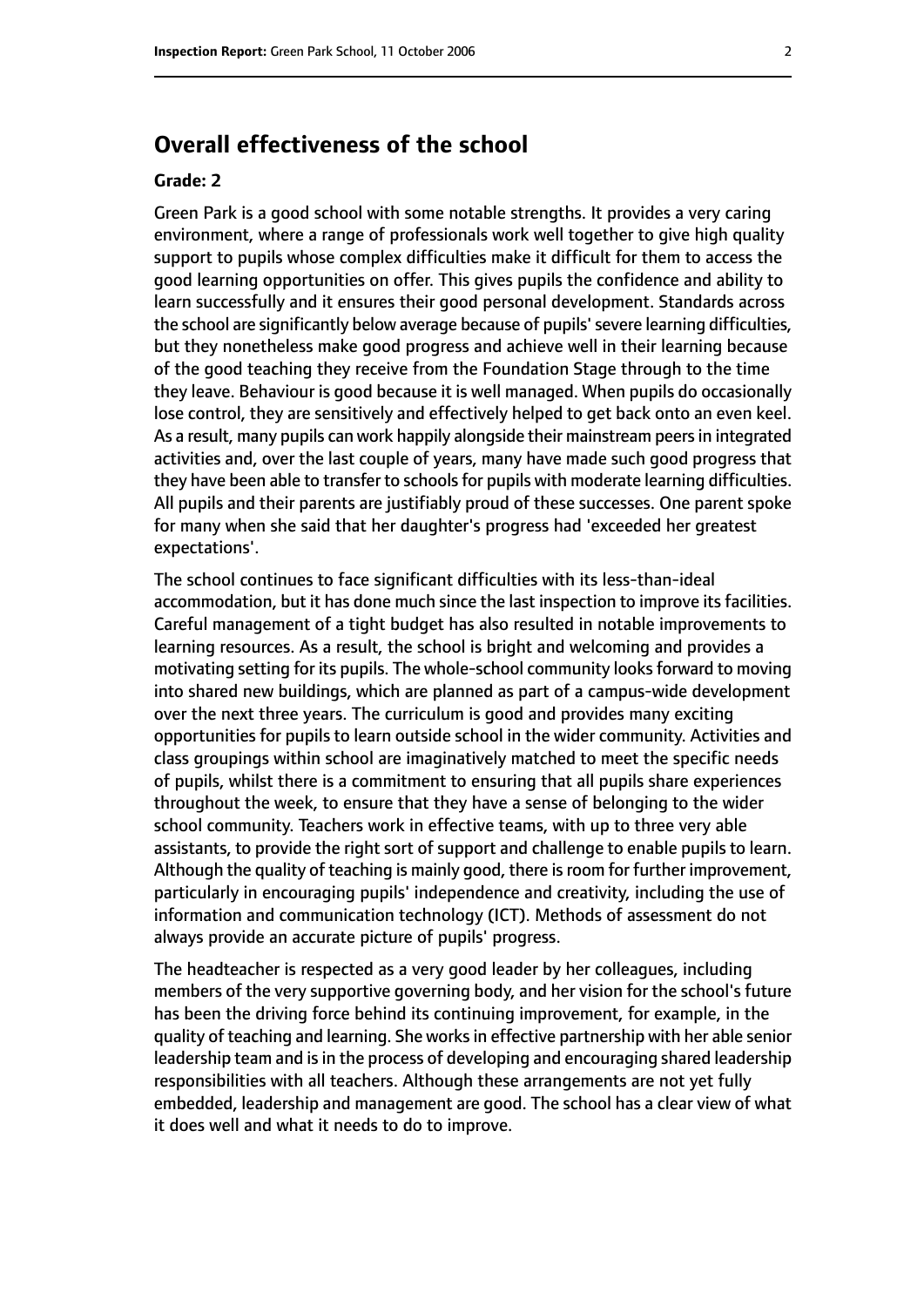# Overall effectiveness of the school

### Grade: 2

Green Park is a good school with some notable strengths. It provides a very caring environment, where a range of professionals work well together to give high quality support to pupils whose complex difficulties make it difficult for them to access the good learning opportunities on offer. This gives pupils the confidence and ability to learn successfully and it ensures their good personal development. Standards across the school are significantly below average because of pupils' severe learning difficulties, but they nonetheless make good progress and achieve well in their learning because of the good teaching they receive from the Foundation Stage through to the time they leave. Behaviour is good because it is well managed. When pupils do occasionally lose control, they are sensitively and effectively helped to get back onto an even keel. As a result, many pupils can work happily alongside their mainstream peers in integrated activities and, over the last couple of years, many have made such good progress that they have been able to transfer to schools for pupils with moderate learning difficulties. All pupils and their parents are justifiably proud of these successes. One parent spoke for many when she said that her daughter's progress had 'exceeded her greatest expectations'.

The school continues to face significant difficulties with its less-than-ideal accommodation, but it has done much since the last inspection to improve its facilities. Careful management of a tight budget has also resulted in notable improvements to learning resources. As a result, the school is bright and welcoming and provides a motivating setting for its pupils. The whole-school community looks forward to moving into shared new buildings, which are planned as part of a campus-wide development over the next three years. The curriculum is good and provides many exciting opportunities for pupils to learn outside school in the wider community. Activities and class groupings within school are imaginatively matched to meet the specific needs of pupils, whilst there is a commitment to ensuring that all pupils share experiences throughout the week, to ensure that they have a sense of belonging to the wider school community. Teachers work in effective teams, with up to three very able assistants, to provide the right sort of support and challenge to enable pupils to learn. Although the quality of teaching is mainly good, there is room for further improvement, particularly in encouraging pupils' independence and creativity, including the use of information and communication technology (ICT). Methods of assessment do not always provide an accurate picture of pupils' progress.

The headteacher is respected as a very good leader by her colleagues, including members of the very supportive governing body, and her vision for the school's future has been the driving force behind its continuing improvement, for example, in the quality of teaching and learning. She works in effective partnership with her able senior leadership team and is in the process of developing and encouraging shared leadership responsibilities with all teachers. Although these arrangements are not yet fully embedded, leadership and management are good. The school has a clear view of what it does well and what it needs to do to improve.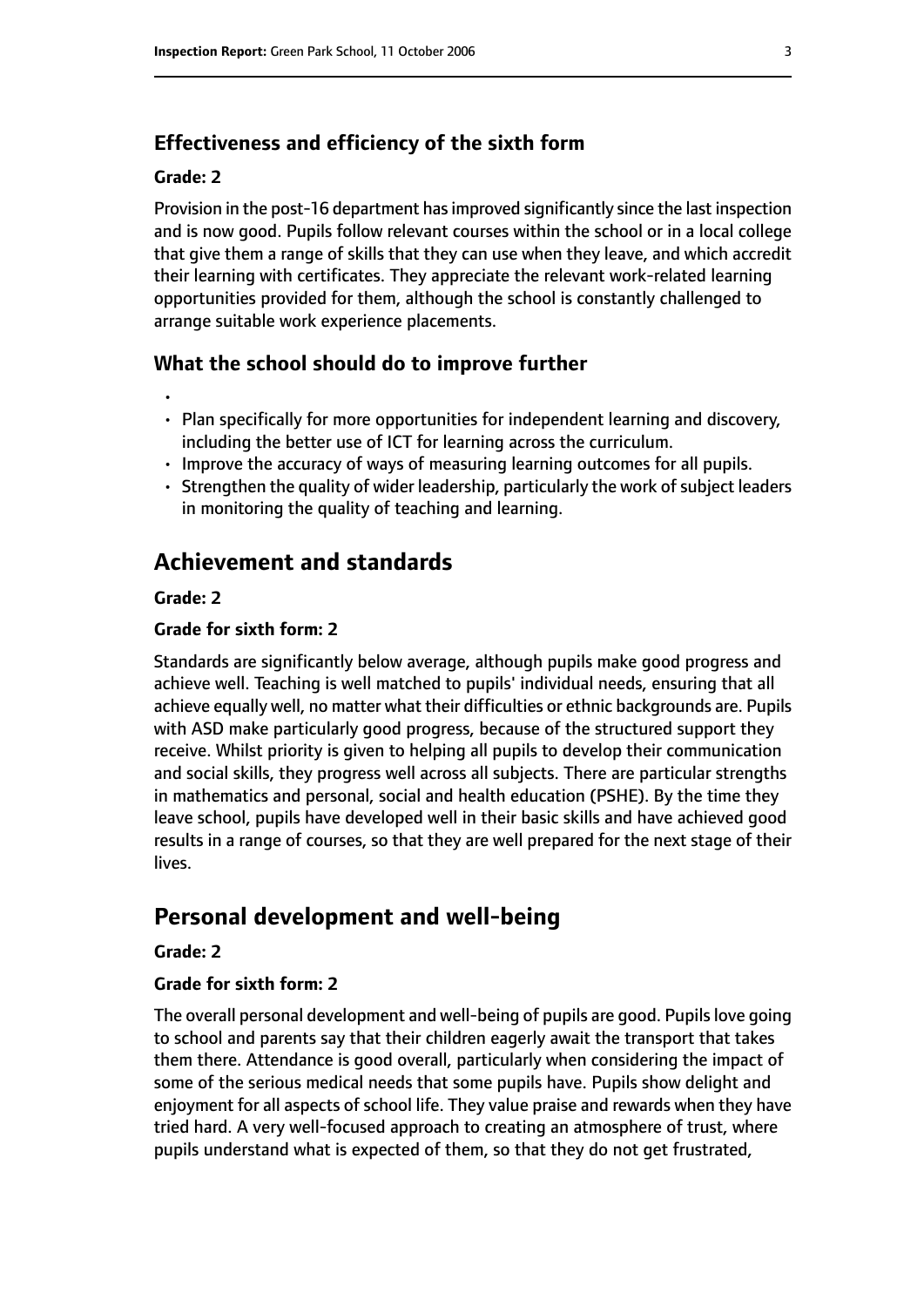### Effectiveness and efficiency of the sixth form

#### Grade: 2

Provision in the post-16 department has improved significantly since the last inspection and is now good. Pupils follow relevant courses within the school or in a local college that give them a range of skills that they can use when they leave, and which accredit their learning with certificates. They appreciate the relevant work-related learning opportunities provided for them, although the school is constantly challenged to arrange suitable work experience placements.

### What the school should do to improve further

- 
- Plan specifically for more opportunities for independent learning and discovery, including the better use of ICT for learning across the curriculum.
- Improve the accuracy of ways of measuring learning outcomes for all pupils.
- Strengthen the quality of wider leadership, particularly the work of subject leaders in monitoring the quality of teaching and learning.

## Achievement and standards

#### Grade: 2

#### Grade for sixth form: 2

Standards are significantly below average, although pupils make good progress and achieve well. Teaching is well matched to pupils' individual needs, ensuring that all achieve equally well, no matter what their difficulties or ethnic backgrounds are. Pupils with ASD make particularly good progress, because of the structured support they receive. Whilst priority is given to helping all pupils to develop their communication and social skills, they progress well across all subjects. There are particular strengths in mathematics and personal, social and health education (PSHE). By the time they leave school, pupils have developed well in their basic skills and have achieved good results in a range of courses, so that they are well prepared for the next stage of their lives.

## Personal development and well-being

#### Grade: 2

#### Grade for sixth form: 2

The overall personal development and well-being of pupils are good. Pupils love going to school and parents say that their children eagerly await the transport that takes them there. Attendance is good overall, particularly when considering the impact of some of the serious medical needs that some pupils have. Pupils show delight and enjoyment for all aspects of school life. They value praise and rewards when they have tried hard. A very well-focused approach to creating an atmosphere of trust, where pupils understand what is expected of them, so that they do not get frustrated,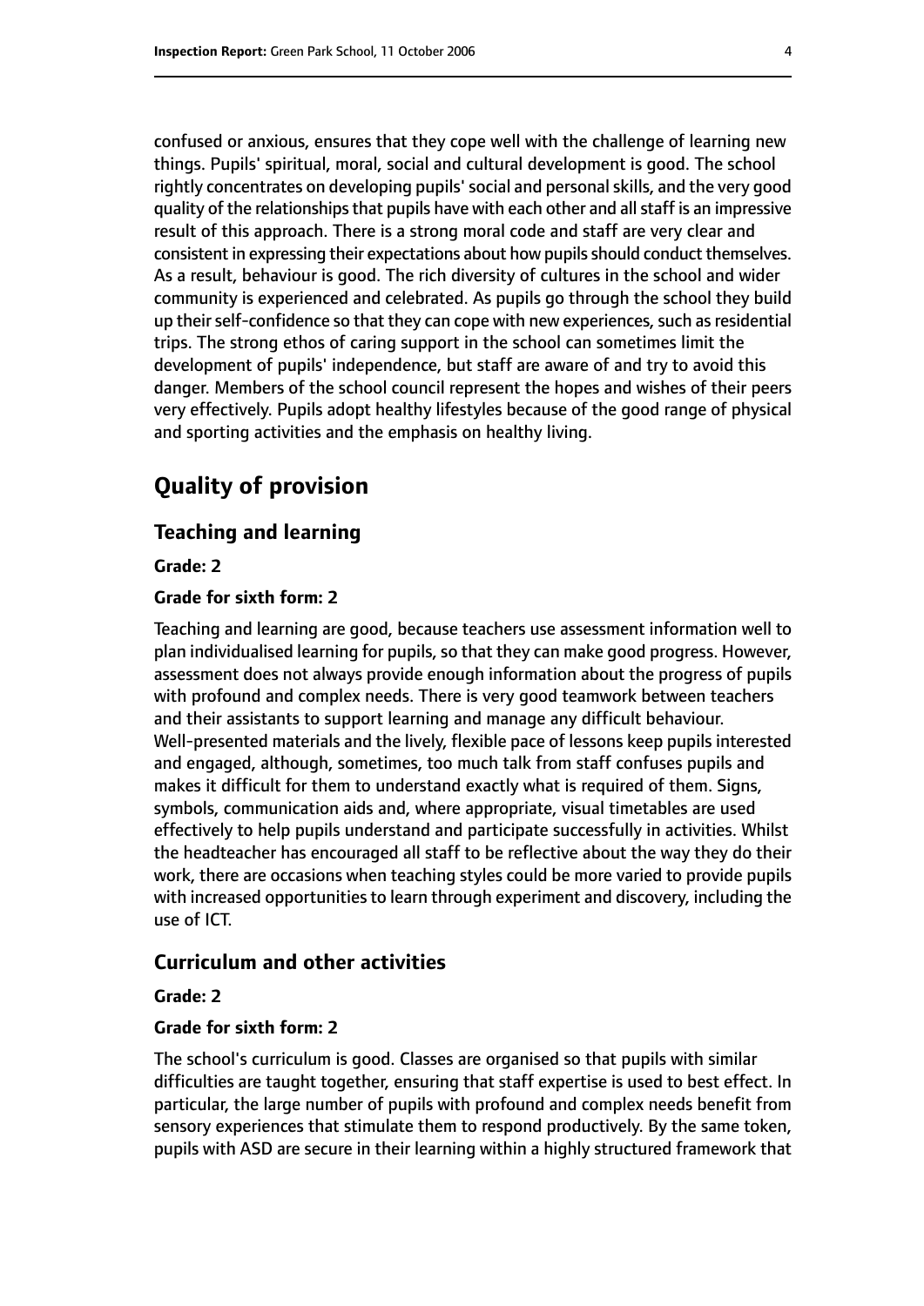confused or anxious, ensures that they cope well with the challenge of learning new things. Pupils' spiritual, moral, social and cultural development is good. The school rightly concentrates on developing pupils' social and personal skills, and the very good quality of the relationships that pupils have with each other and all staff is an impressive result of this approach. There is a strong moral code and staff are very clear and consistent in expressing their expectations about how pupils should conduct themselves. As a result, behaviour is good. The rich diversity of cultures in the school and wider community is experienced and celebrated. As pupils go through the school they build up their self-confidence so that they can cope with new experiences, such as residential trips. The strong ethos of caring support in the school can sometimes limit the development of pupils' independence, but staff are aware of and try to avoid this danger. Members of the school council represent the hopes and wishes of their peers very effectively. Pupils adopt healthy lifestyles because of the good range of physical and sporting activities and the emphasis on healthy living.

# Quality of provision

## Teaching and learning

**Grade: 2**

**Grade for sixth form: 2**

Teaching and learning are good, because teachers use assessment information well to plan individualised learning for pupils, so that they can make good progress. However, assessment does not always provide enough information about the progress of pupils with profound and complex needs. There is very good teamwork between teachers and their assistants to support learning and manage any difficult behaviour. Well-presented materials and the lively, flexible pace of lessons keep pupils interested and engaged, although, sometimes, too much talk from staff confuses pupils and makes it difficult for them to understand exactly what is required of them. Signs, symbols, communication aids and, where appropriate, visual timetables are used effectively to help pupils understand and participate successfully in activities. Whilst the headteacher has encouraged all staff to be reflective about the way they do their work, there are occasions when teaching styles could be more varied to provide pupils with increased opportunities to learn through experiment and discovery, including the use of ICT.

## Curriculum and other activities

**Grade: 2**

**Grade for sixth form: 2**

The school's curriculum is good. Classes are organised so that pupils with similar difficulties are taught together, ensuring that staff expertise is used to best effect. In particular, the large number of pupils with profound and complex needs benefit from sensory experiences that stimulate them to respond productively. By the same token, pupils with ASD are secure in their learning within a highly structured framework that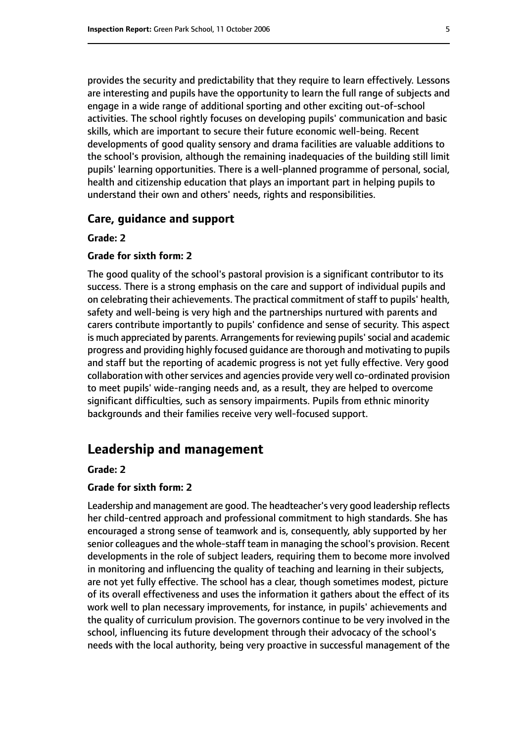provides the security and predictability that they require to learn effectively. Lessons are interesting and pupils have the opportunity to learn the full range of subjects and engage in a wide range of additional sporting and other exciting out-of-school activities. The school rightly focuses on developing pupils' communication and basic skills, which are important to secure their future economic well-being. Recent developments of good quality sensory and drama facilities are valuable additions to the school's provision, although the remaining inadequacies of the building still limit pupils' learning opportunities. There is a well-planned programme of personal, social, health and citizenship education that plays an important part in helping pupils to understand their own and others' needs, rights and responsibilities.

### Care, guidance and support

**Grade: 2**

**Grade for sixth form: 2**

The good quality of the school's pastoral provision is a significant contributor to its success. There is a strong emphasis on the care and support of individual pupils and on celebrating their achievements. The practical commitment of staff to pupils' health, safety and well-being is very high and the partnerships nurtured with parents and carers contribute importantly to pupils' confidence and sense of security. This aspect is much appreciated by parents. Arrangements for reviewing pupils' social and academic progress and providing highly focused guidance are thorough and motivating to pupils and staff but the reporting of academic progress is not yet fully effective. Very good collaboration with other services and agencies provide very well co-ordinated provision to meet pupils' wide-ranging needs and, as a result, they are helped to overcome significant difficulties, such as sensory impairments. Pupils from ethnic minority backgrounds and their families receive very well-focused support.

## Leadership and management

**Grade: 2**

**Grade for sixth form: 2**

Leadership and management are good. The headteacher's very good leadership reflects her child-centred approach and professional commitment to high standards. She has encouraged a strong sense of teamwork and is, consequently, ably supported by her senior colleagues and the whole-staff team in managing the school's provision. Recent developments in the role of subject leaders, requiring them to become more involved in monitoring and influencing the quality of teaching and learning in their subjects, are not yet fully effective. The school has a clear, though sometimes modest, picture of its overall effectiveness and uses the information it gathers about the effect of its work well to plan necessary improvements, for instance, in pupils' achievements and the quality of curriculum provision. The governors continue to be very involved in the school, influencing its future development through their advocacy of the school's needs with the local authority, being very proactive in successful management of the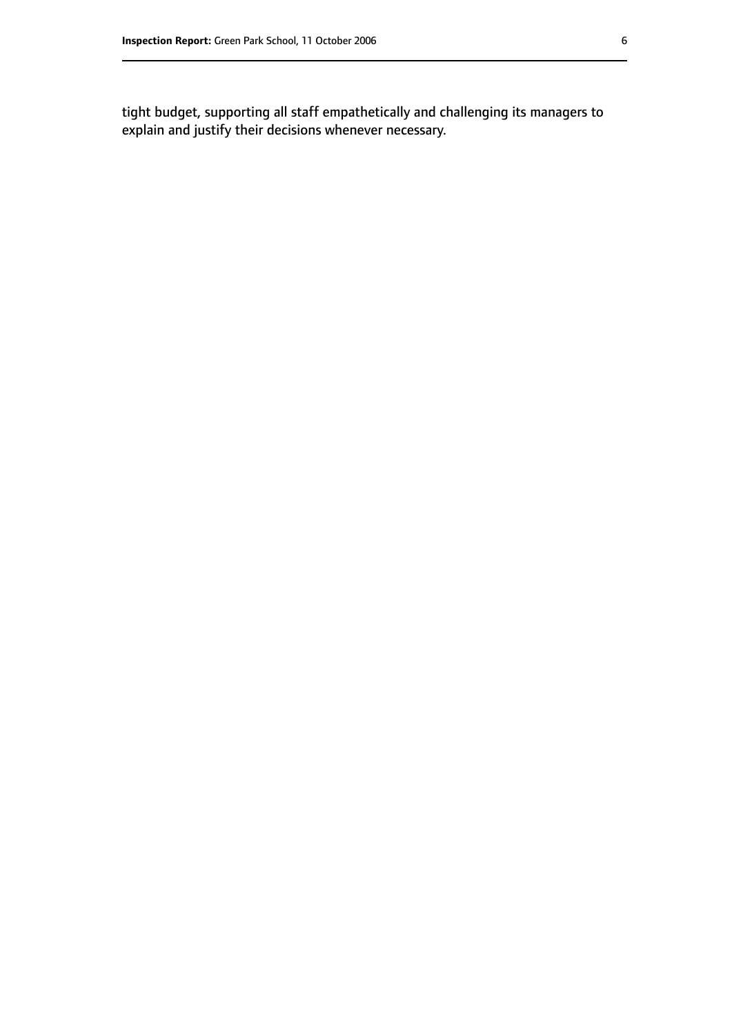tight budget, supporting all staff empathetically and challenging its managers to explain and justify their decisions whenever necessary.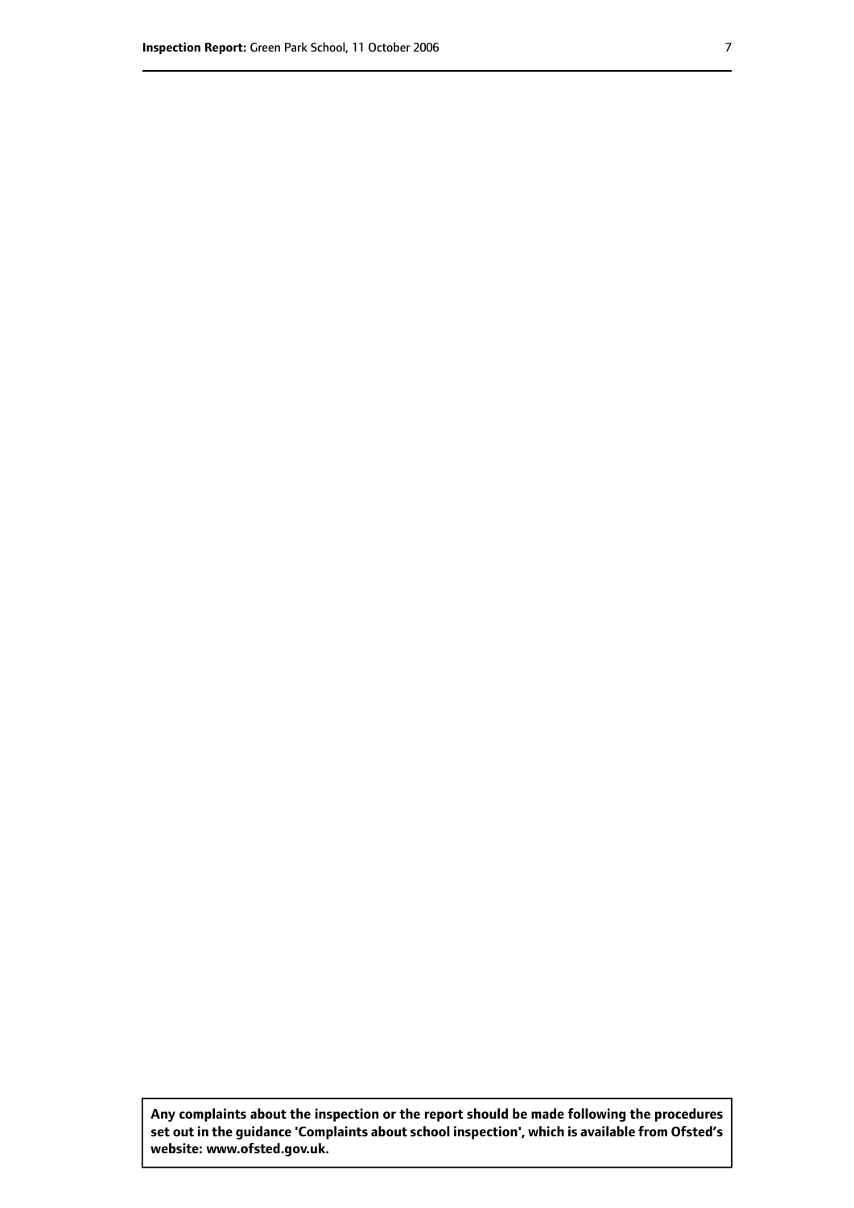**Any complaints about the inspection or the report should be made following the procedures set out in the guidance 'Complaints about school inspection', which is available from Ofsted's website: www.ofsted.gov.uk.**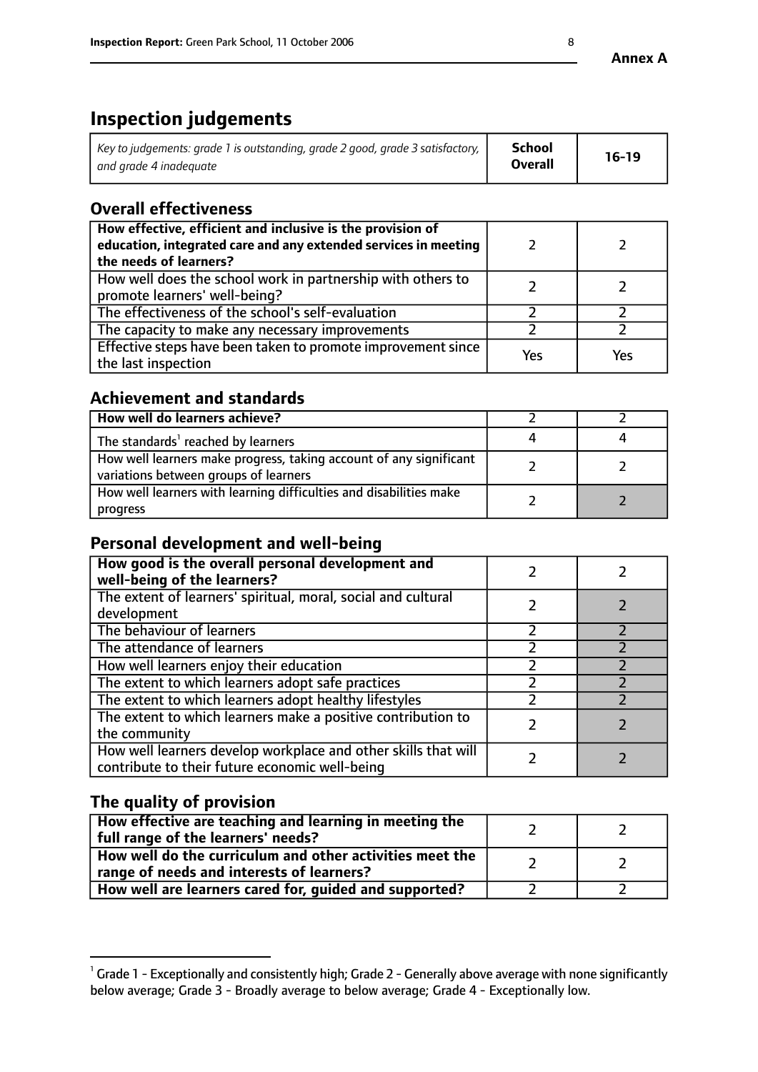**Annex A**

# Inspection judgements

| *Key to judgements: grade 1 is outstanding, grade 2 good, grade 3 satisfactory, and grade 4 inadequate* | **School Overall** | **16-19** |
|---|---|---|

## Overall effectiveness

| | | |
|---|---|---|
| **How effective, efficient and inclusive is the provision of education, integrated care and any extended services in meeting the needs of learners?** | 2 | 2 |
| How well does the school work in partnership with others to promote learners' well-being? | 2 | 2 |
| The effectiveness of the school's self-evaluation | 2 | 2 |
| The capacity to make any necessary improvements | 2 | 2 |
| Effective steps have been taken to promote improvement since the last inspection | Yes | Yes |

## Achievement and standards

| | | |
|---|---|---|
| **How well do learners achieve?** | 2 | 2 |
| The standards[1] reached by learners | 4 | 4 |
| How well learners make progress, taking account of any significant variations between groups of learners | 2 | 2 |
| How well learners with learning difficulties and disabilities make progress | 2 | 2 |

## Personal development and well-being

| | | |
|---|---|---|
| **How good is the overall personal development and well-being of the learners?** | 2 | 2 |
| The extent of learners' spiritual, moral, social and cultural development | 2 | 2 |
| The behaviour of learners | 2 | 2 |
| The attendance of learners | 2 | 2 |
| How well learners enjoy their education | 2 | 2 |
| The extent to which learners adopt safe practices | 2 | 2 |
| The extent to which learners adopt healthy lifestyles | 2 | 2 |
| The extent to which learners make a positive contribution to the community | 2 | 2 |
| How well learners develop workplace and other skills that will contribute to their future economic well-being | 2 | 2 |

## The quality of provision

| | | |
|---|---|---|
| **How effective are teaching and learning in meeting the full range of the learners' needs?** | 2 | 2 |
| **How well do the curriculum and other activities meet the range of needs and interests of learners?** | 2 | 2 |
| **How well are learners cared for, guided and supported?** | 2 | 2 |

[1] Grade 1 - Exceptionally and consistently high; Grade 2 - Generally above average with none significantly below average; Grade 3 - Broadly average to below average; Grade 4 - Exceptionally low.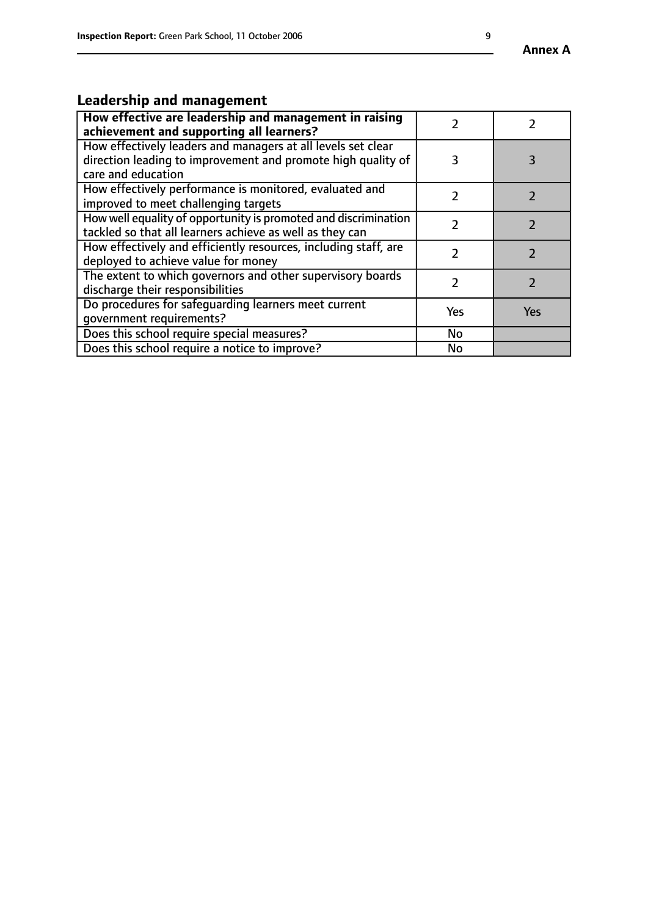## Leadership and management

| | | |
|---|---|---|
| **How effective are leadership and management in raising achievement and supporting all learners?** | 2 | 2 |
| How effectively leaders and managers at all levels set clear direction leading to improvement and promote high quality of care and education | 3 | 3 |
| How effectively performance is monitored, evaluated and improved to meet challenging targets | 2 | 2 |
| How well equality of opportunity is promoted and discrimination tackled so that all learners achieve as well as they can | 2 | 2 |
| How effectively and efficiently resources, including staff, are deployed to achieve value for money | 2 | 2 |
| The extent to which governors and other supervisory boards discharge their responsibilities | 2 | 2 |
| Do procedures for safeguarding learners meet current government requirements? | Yes | Yes |
| Does this school require special measures? | No | |
| Does this school require a notice to improve? | No | |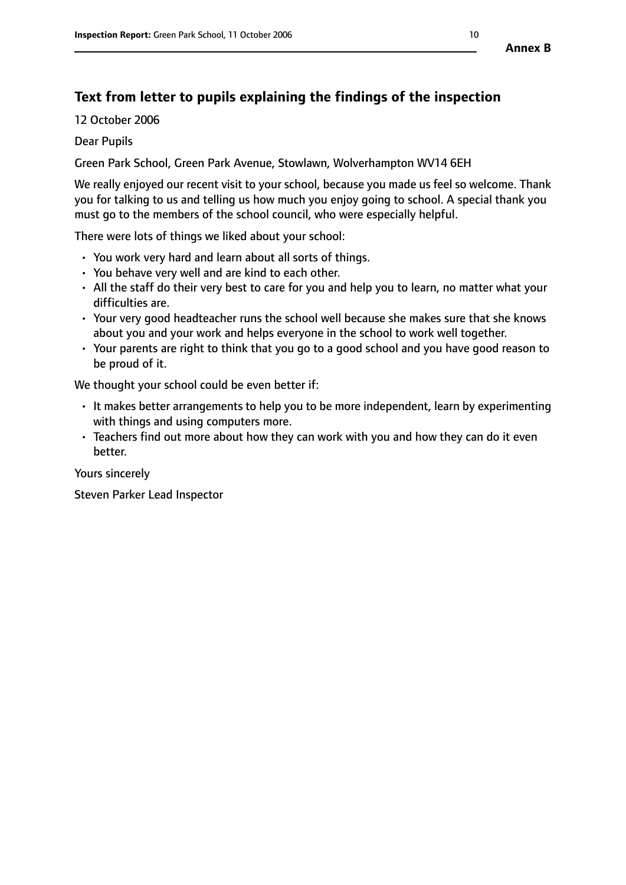## Text from letter to pupils explaining the findings of the inspection

12 October 2006

Dear Pupils

Green Park School, Green Park Avenue, Stowlawn, Wolverhampton WV14 6EH

We really enjoyed our recent visit to your school, because you made us feel so welcome. Thank you for talking to us and telling us how much you enjoy going to school. A special thank you must go to the members of the school council, who were especially helpful.

There were lots of things we liked about your school:

- You work very hard and learn about all sorts of things.
- You behave very well and are kind to each other.
- All the staff do their very best to care for you and help you to learn, no matter what your difficulties are.
- Your very good headteacher runs the school well because she makes sure that she knows about you and your work and helps everyone in the school to work well together.
- Your parents are right to think that you go to a good school and you have good reason to be proud of it.

We thought your school could be even better if:

- It makes better arrangements to help you to be more independent, learn by experimenting with things and using computers more.
- Teachers find out more about how they can work with you and how they can do it even better.

Yours sincerely

Steven Parker Lead Inspector